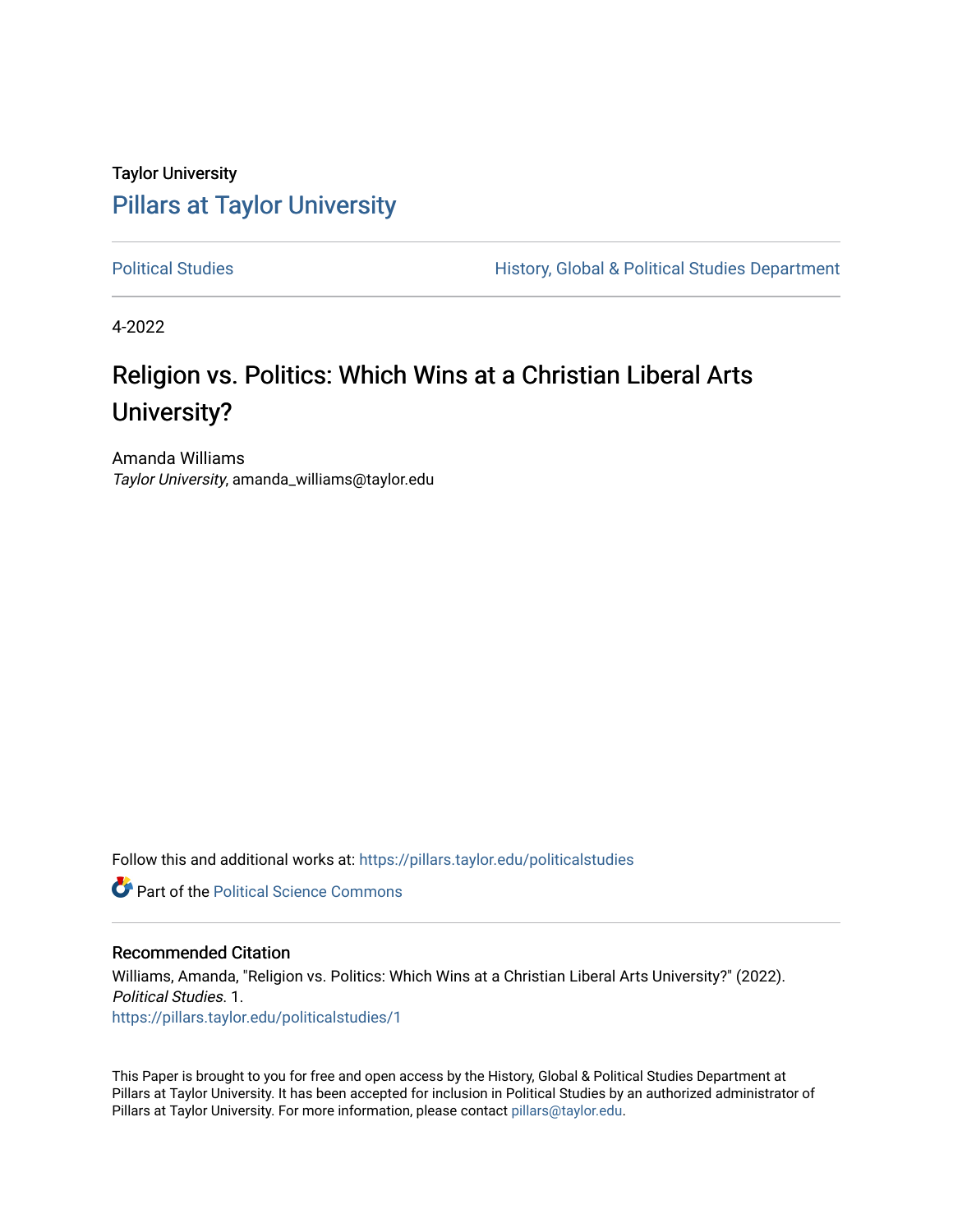Taylor University

# Pillars at Taylor University

Political Studies | History, Global & Political Studies Department

4-2022

## Religion vs. Politics: Which Wins at a Christian Liberal Arts University?

Amanda Williams
*Taylor University*, amanda_williams@taylor.edu

Follow this and additional works at: https://pillars.taylor.edu/politicalstudies

Part of the Political Science Commons

### Recommended Citation

Williams, Amanda, "Religion vs. Politics: Which Wins at a Christian Liberal Arts University?" (2022). *Political Studies*. 1.
https://pillars.taylor.edu/politicalstudies/1

This Paper is brought to you for free and open access by the History, Global & Political Studies Department at Pillars at Taylor University. It has been accepted for inclusion in Political Studies by an authorized administrator of Pillars at Taylor University. For more information, please contact pillars@taylor.edu.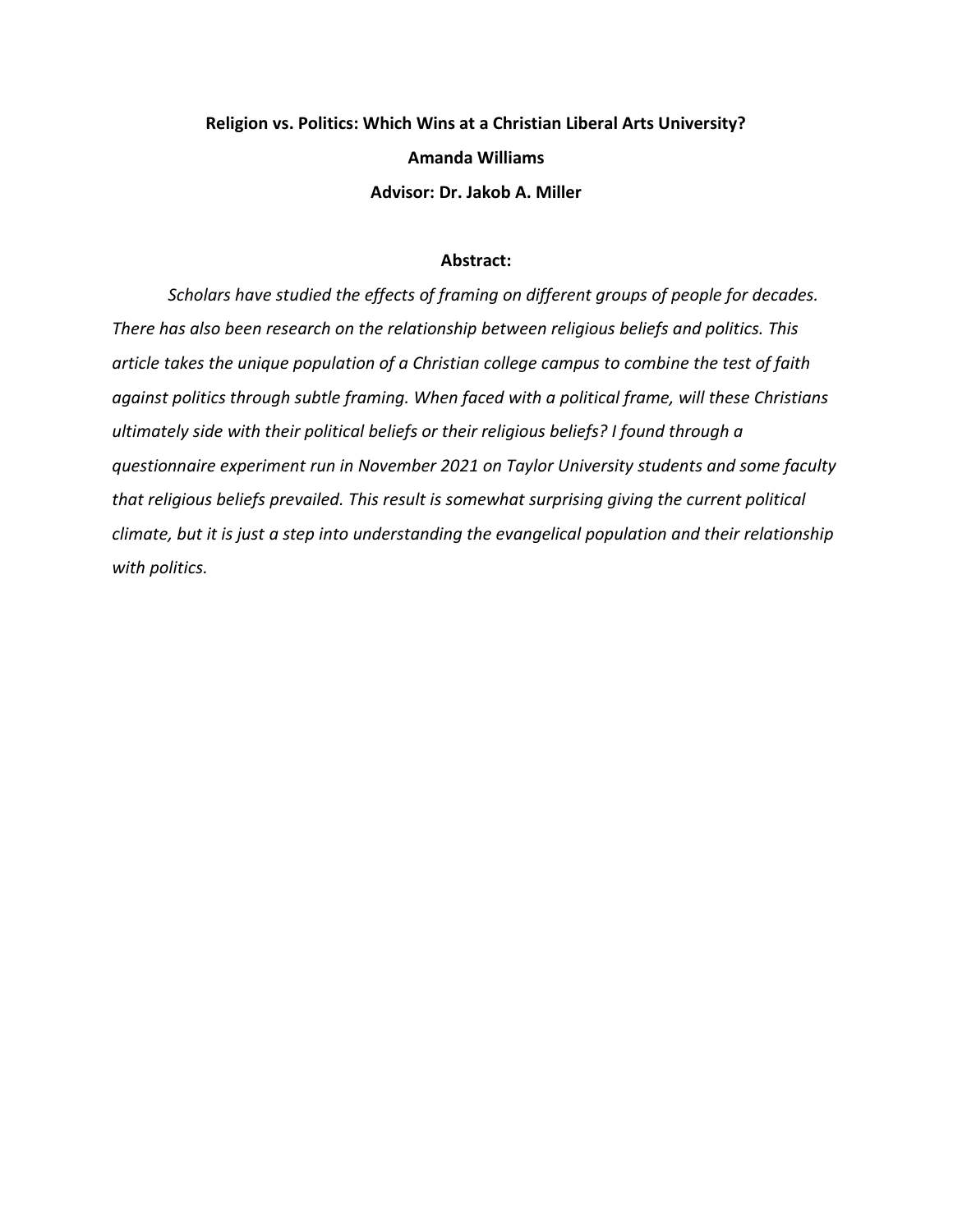**Religion vs. Politics: Which Wins at a Christian Liberal Arts University?**

**Amanda Williams**

**Advisor: Dr. Jakob A. Miller**

**Abstract:**

*Scholars have studied the effects of framing on different groups of people for decades. There has also been research on the relationship between religious beliefs and politics. This article takes the unique population of a Christian college campus to combine the test of faith against politics through subtle framing. When faced with a political frame, will these Christians ultimately side with their political beliefs or their religious beliefs? I found through a questionnaire experiment run in November 2021 on Taylor University students and some faculty that religious beliefs prevailed. This result is somewhat surprising giving the current political climate, but it is just a step into understanding the evangelical population and their relationship with politics.*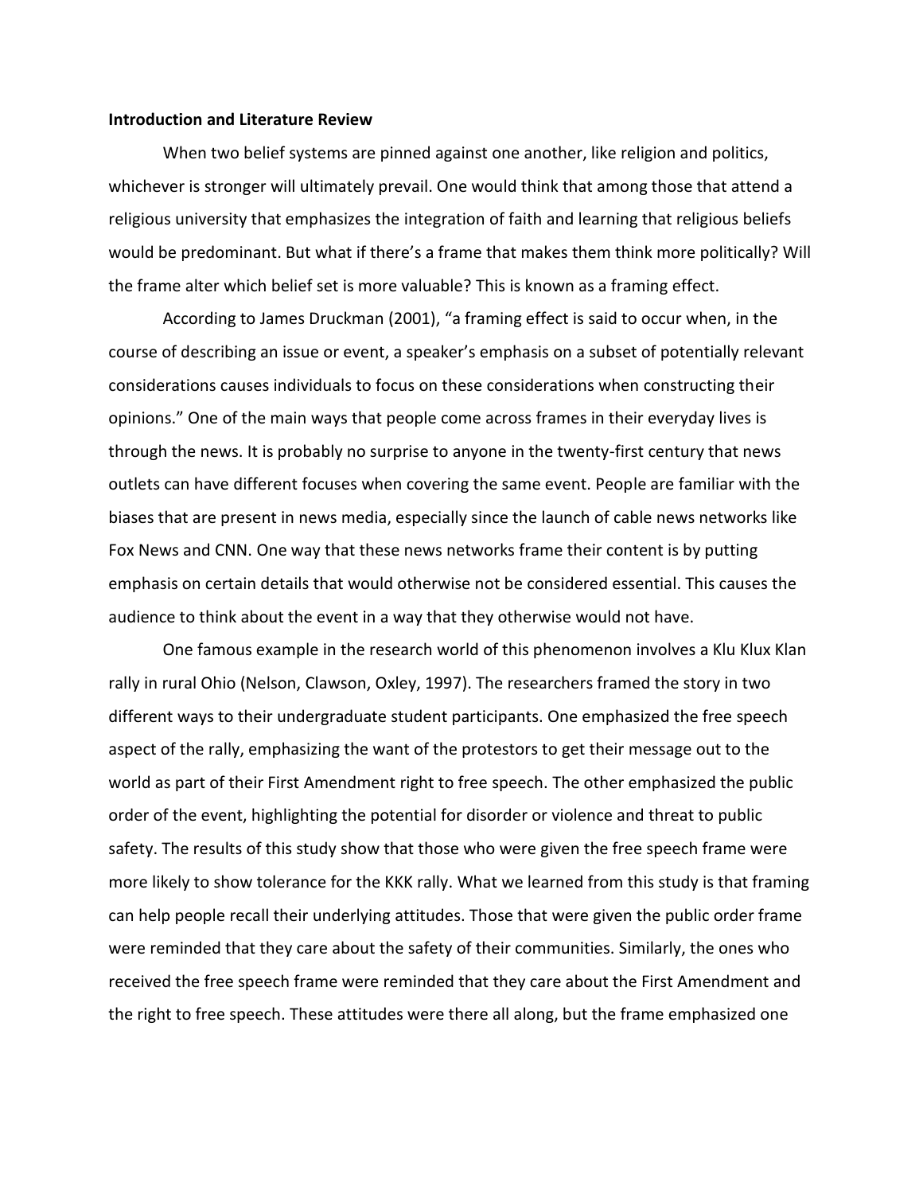**Introduction and Literature Review**

When two belief systems are pinned against one another, like religion and politics, whichever is stronger will ultimately prevail. One would think that among those that attend a religious university that emphasizes the integration of faith and learning that religious beliefs would be predominant. But what if there's a frame that makes them think more politically? Will the frame alter which belief set is more valuable? This is known as a framing effect.

According to James Druckman (2001), "a framing effect is said to occur when, in the course of describing an issue or event, a speaker's emphasis on a subset of potentially relevant considerations causes individuals to focus on these considerations when constructing their opinions." One of the main ways that people come across frames in their everyday lives is through the news. It is probably no surprise to anyone in the twenty-first century that news outlets can have different focuses when covering the same event. People are familiar with the biases that are present in news media, especially since the launch of cable news networks like Fox News and CNN. One way that these news networks frame their content is by putting emphasis on certain details that would otherwise not be considered essential. This causes the audience to think about the event in a way that they otherwise would not have.

One famous example in the research world of this phenomenon involves a Klu Klux Klan rally in rural Ohio (Nelson, Clawson, Oxley, 1997). The researchers framed the story in two different ways to their undergraduate student participants. One emphasized the free speech aspect of the rally, emphasizing the want of the protestors to get their message out to the world as part of their First Amendment right to free speech. The other emphasized the public order of the event, highlighting the potential for disorder or violence and threat to public safety. The results of this study show that those who were given the free speech frame were more likely to show tolerance for the KKK rally. What we learned from this study is that framing can help people recall their underlying attitudes. Those that were given the public order frame were reminded that they care about the safety of their communities. Similarly, the ones who received the free speech frame were reminded that they care about the First Amendment and the right to free speech. These attitudes were there all along, but the frame emphasized one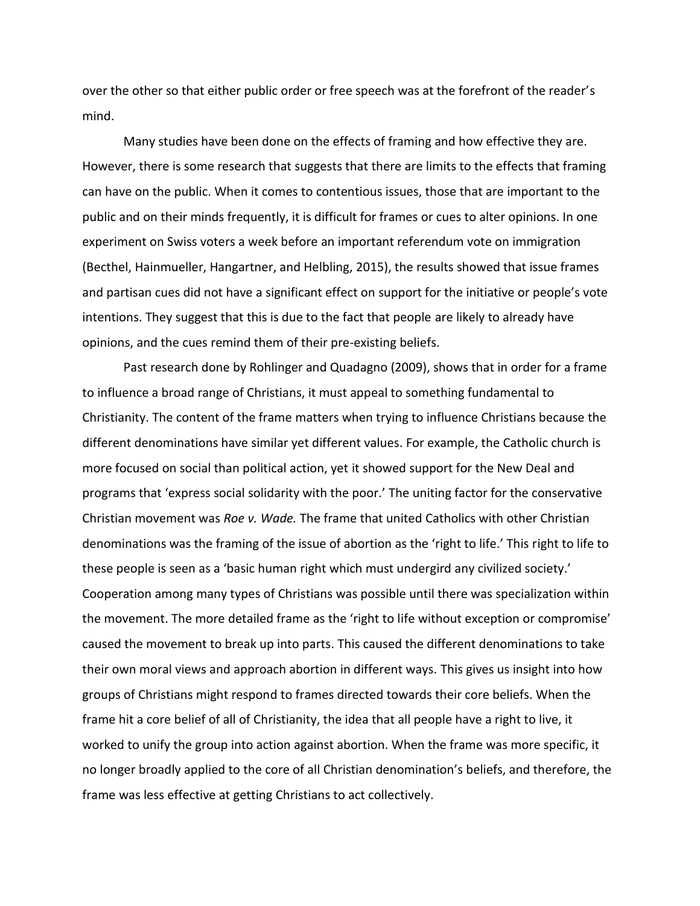over the other so that either public order or free speech was at the forefront of the reader's mind.

Many studies have been done on the effects of framing and how effective they are. However, there is some research that suggests that there are limits to the effects that framing can have on the public. When it comes to contentious issues, those that are important to the public and on their minds frequently, it is difficult for frames or cues to alter opinions. In one experiment on Swiss voters a week before an important referendum vote on immigration (Becthel, Hainmueller, Hangartner, and Helbling, 2015), the results showed that issue frames and partisan cues did not have a significant effect on support for the initiative or people's vote intentions. They suggest that this is due to the fact that people are likely to already have opinions, and the cues remind them of their pre-existing beliefs.

Past research done by Rohlinger and Quadagno (2009), shows that in order for a frame to influence a broad range of Christians, it must appeal to something fundamental to Christianity. The content of the frame matters when trying to influence Christians because the different denominations have similar yet different values. For example, the Catholic church is more focused on social than political action, yet it showed support for the New Deal and programs that 'express social solidarity with the poor.' The uniting factor for the conservative Christian movement was *Roe v. Wade.* The frame that united Catholics with other Christian denominations was the framing of the issue of abortion as the 'right to life.' This right to life to these people is seen as a 'basic human right which must undergird any civilized society.' Cooperation among many types of Christians was possible until there was specialization within the movement. The more detailed frame as the 'right to life without exception or compromise' caused the movement to break up into parts. This caused the different denominations to take their own moral views and approach abortion in different ways. This gives us insight into how groups of Christians might respond to frames directed towards their core beliefs. When the frame hit a core belief of all of Christianity, the idea that all people have a right to live, it worked to unify the group into action against abortion. When the frame was more specific, it no longer broadly applied to the core of all Christian denomination's beliefs, and therefore, the frame was less effective at getting Christians to act collectively.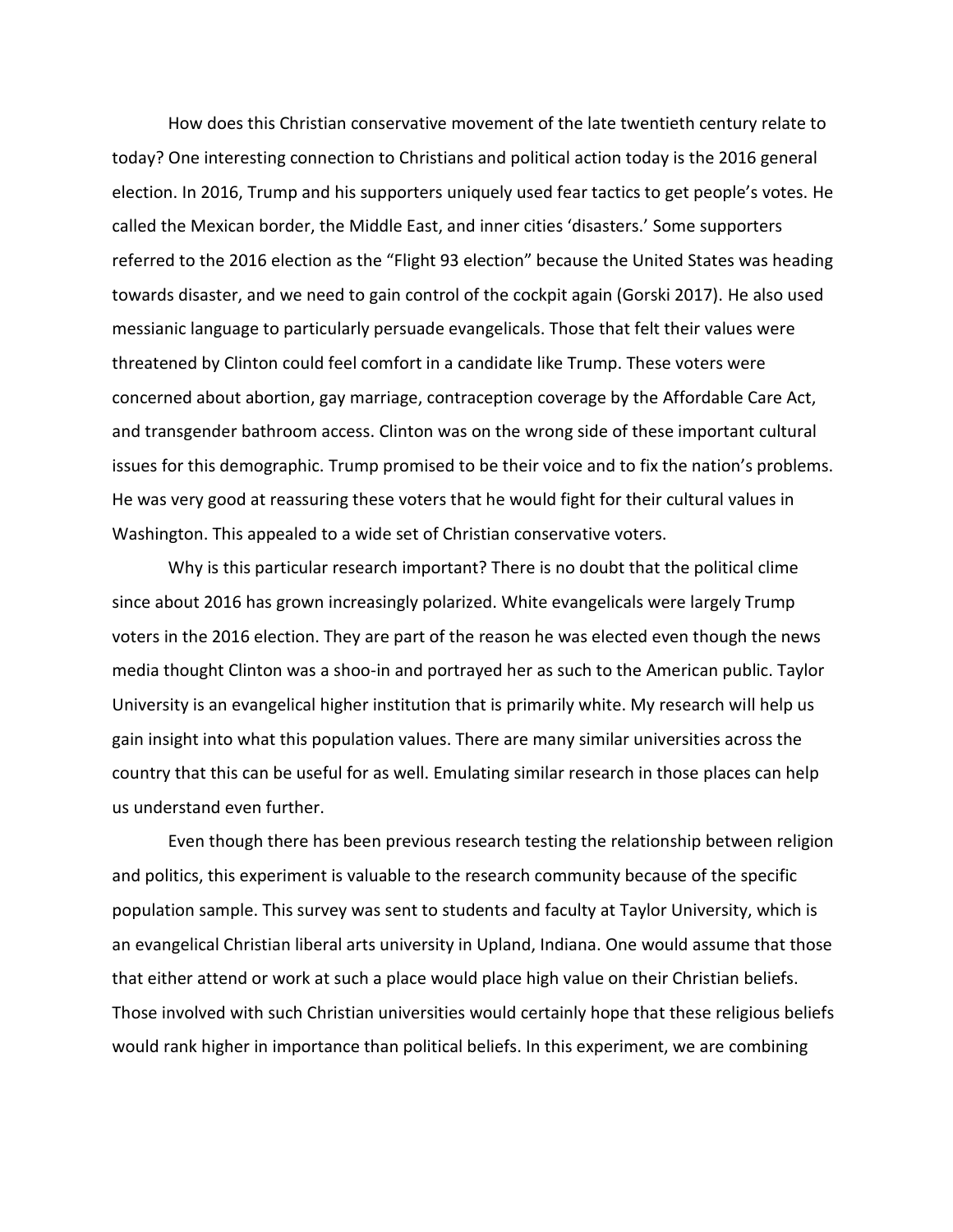How does this Christian conservative movement of the late twentieth century relate to today? One interesting connection to Christians and political action today is the 2016 general election. In 2016, Trump and his supporters uniquely used fear tactics to get people's votes. He called the Mexican border, the Middle East, and inner cities 'disasters.' Some supporters referred to the 2016 election as the "Flight 93 election" because the United States was heading towards disaster, and we need to gain control of the cockpit again (Gorski 2017). He also used messianic language to particularly persuade evangelicals. Those that felt their values were threatened by Clinton could feel comfort in a candidate like Trump. These voters were concerned about abortion, gay marriage, contraception coverage by the Affordable Care Act, and transgender bathroom access. Clinton was on the wrong side of these important cultural issues for this demographic. Trump promised to be their voice and to fix the nation's problems. He was very good at reassuring these voters that he would fight for their cultural values in Washington. This appealed to a wide set of Christian conservative voters.

Why is this particular research important? There is no doubt that the political clime since about 2016 has grown increasingly polarized. White evangelicals were largely Trump voters in the 2016 election. They are part of the reason he was elected even though the news media thought Clinton was a shoo-in and portrayed her as such to the American public. Taylor University is an evangelical higher institution that is primarily white. My research will help us gain insight into what this population values. There are many similar universities across the country that this can be useful for as well. Emulating similar research in those places can help us understand even further.

Even though there has been previous research testing the relationship between religion and politics, this experiment is valuable to the research community because of the specific population sample. This survey was sent to students and faculty at Taylor University, which is an evangelical Christian liberal arts university in Upland, Indiana. One would assume that those that either attend or work at such a place would place high value on their Christian beliefs. Those involved with such Christian universities would certainly hope that these religious beliefs would rank higher in importance than political beliefs. In this experiment, we are combining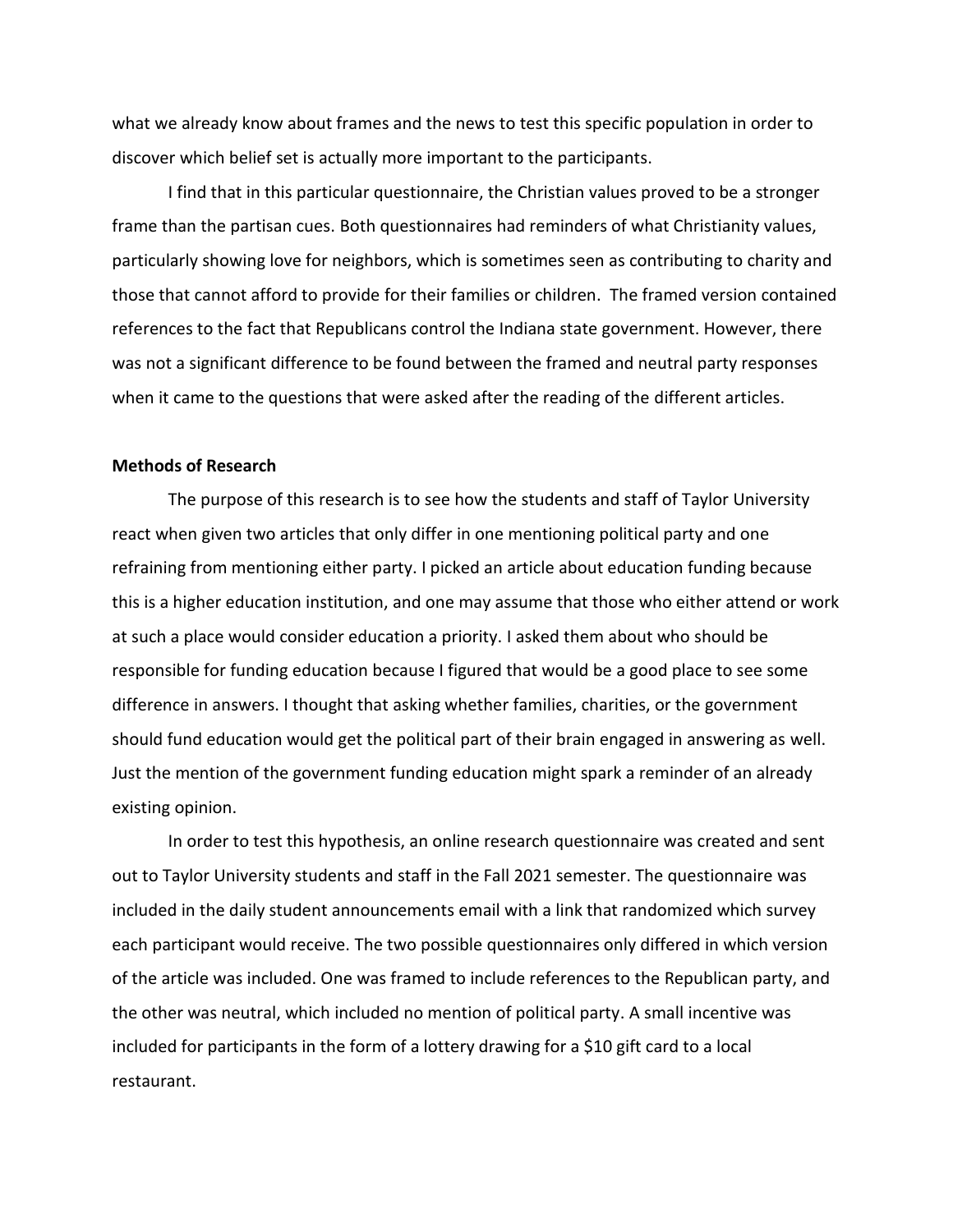what we already know about frames and the news to test this specific population in order to discover which belief set is actually more important to the participants.

I find that in this particular questionnaire, the Christian values proved to be a stronger frame than the partisan cues. Both questionnaires had reminders of what Christianity values, particularly showing love for neighbors, which is sometimes seen as contributing to charity and those that cannot afford to provide for their families or children. The framed version contained references to the fact that Republicans control the Indiana state government. However, there was not a significant difference to be found between the framed and neutral party responses when it came to the questions that were asked after the reading of the different articles.

## Methods of Research

The purpose of this research is to see how the students and staff of Taylor University react when given two articles that only differ in one mentioning political party and one refraining from mentioning either party. I picked an article about education funding because this is a higher education institution, and one may assume that those who either attend or work at such a place would consider education a priority. I asked them about who should be responsible for funding education because I figured that would be a good place to see some difference in answers. I thought that asking whether families, charities, or the government should fund education would get the political part of their brain engaged in answering as well. Just the mention of the government funding education might spark a reminder of an already existing opinion.

In order to test this hypothesis, an online research questionnaire was created and sent out to Taylor University students and staff in the Fall 2021 semester. The questionnaire was included in the daily student announcements email with a link that randomized which survey each participant would receive. The two possible questionnaires only differed in which version of the article was included. One was framed to include references to the Republican party, and the other was neutral, which included no mention of political party. A small incentive was included for participants in the form of a lottery drawing for a $10 gift card to a local restaurant.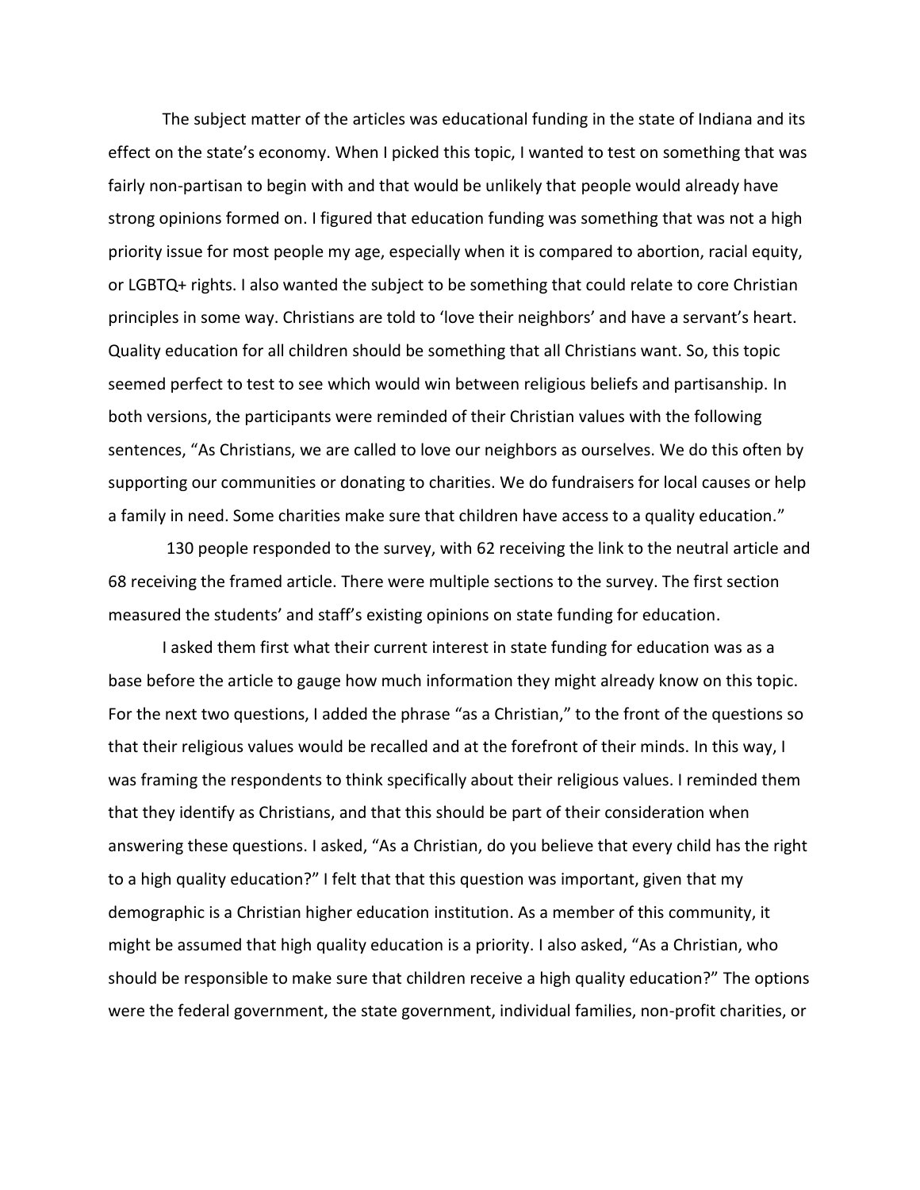The subject matter of the articles was educational funding in the state of Indiana and its effect on the state's economy. When I picked this topic, I wanted to test on something that was fairly non-partisan to begin with and that would be unlikely that people would already have strong opinions formed on. I figured that education funding was something that was not a high priority issue for most people my age, especially when it is compared to abortion, racial equity, or LGBTQ+ rights. I also wanted the subject to be something that could relate to core Christian principles in some way. Christians are told to 'love their neighbors' and have a servant's heart. Quality education for all children should be something that all Christians want. So, this topic seemed perfect to test to see which would win between religious beliefs and partisanship. In both versions, the participants were reminded of their Christian values with the following sentences, "As Christians, we are called to love our neighbors as ourselves. We do this often by supporting our communities or donating to charities. We do fundraisers for local causes or help a family in need. Some charities make sure that children have access to a quality education."

130 people responded to the survey, with 62 receiving the link to the neutral article and 68 receiving the framed article. There were multiple sections to the survey. The first section measured the students' and staff's existing opinions on state funding for education.

I asked them first what their current interest in state funding for education was as a base before the article to gauge how much information they might already know on this topic. For the next two questions, I added the phrase "as a Christian," to the front of the questions so that their religious values would be recalled and at the forefront of their minds. In this way, I was framing the respondents to think specifically about their religious values. I reminded them that they identify as Christians, and that this should be part of their consideration when answering these questions. I asked, "As a Christian, do you believe that every child has the right to a high quality education?" I felt that that this question was important, given that my demographic is a Christian higher education institution. As a member of this community, it might be assumed that high quality education is a priority. I also asked, "As a Christian, who should be responsible to make sure that children receive a high quality education?" The options were the federal government, the state government, individual families, non-profit charities, or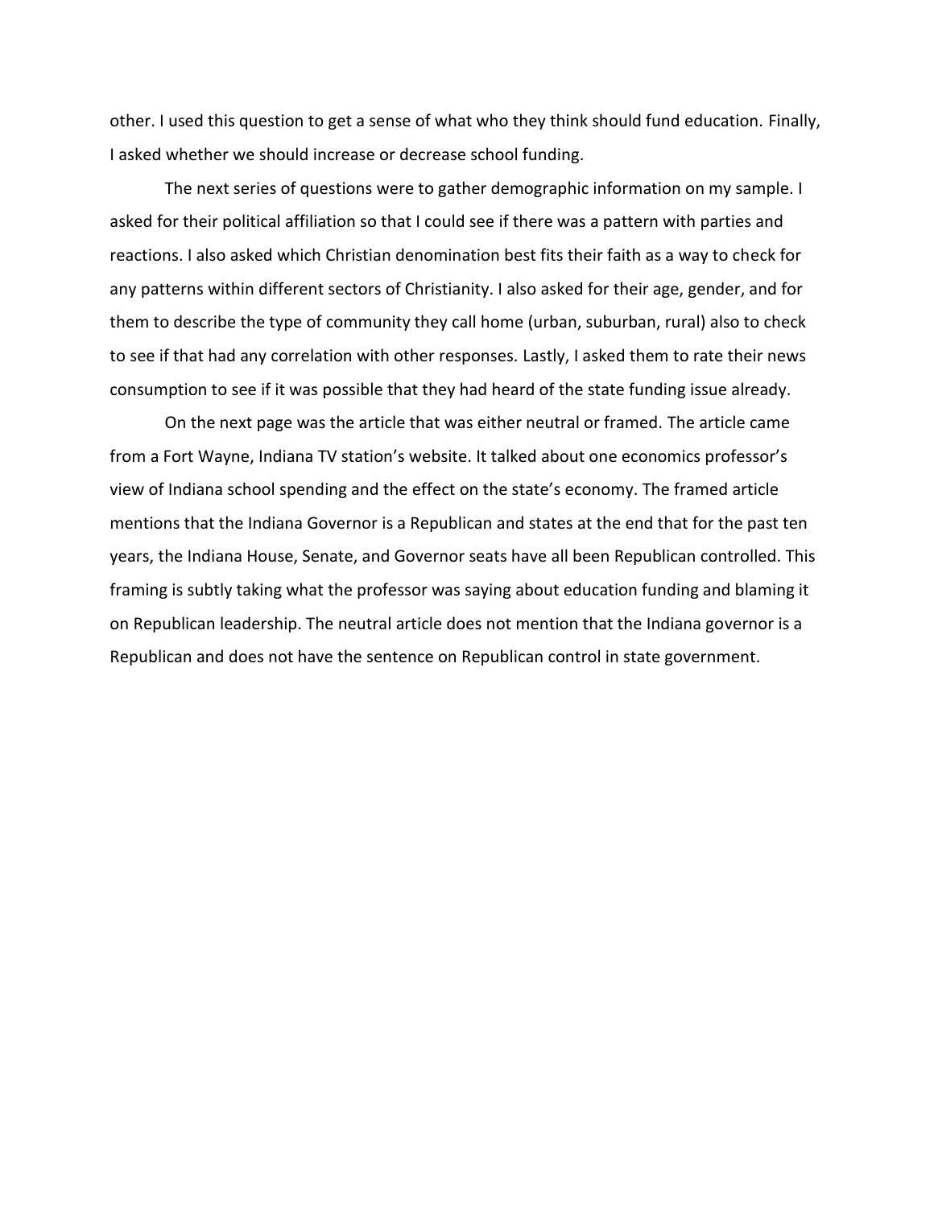other. I used this question to get a sense of what who they think should fund education. Finally, I asked whether we should increase or decrease school funding.

The next series of questions were to gather demographic information on my sample. I asked for their political affiliation so that I could see if there was a pattern with parties and reactions. I also asked which Christian denomination best fits their faith as a way to check for any patterns within different sectors of Christianity. I also asked for their age, gender, and for them to describe the type of community they call home (urban, suburban, rural) also to check to see if that had any correlation with other responses. Lastly, I asked them to rate their news consumption to see if it was possible that they had heard of the state funding issue already.

On the next page was the article that was either neutral or framed. The article came from a Fort Wayne, Indiana TV station's website. It talked about one economics professor's view of Indiana school spending and the effect on the state's economy. The framed article mentions that the Indiana Governor is a Republican and states at the end that for the past ten years, the Indiana House, Senate, and Governor seats have all been Republican controlled. This framing is subtly taking what the professor was saying about education funding and blaming it on Republican leadership. The neutral article does not mention that the Indiana governor is a Republican and does not have the sentence on Republican control in state government.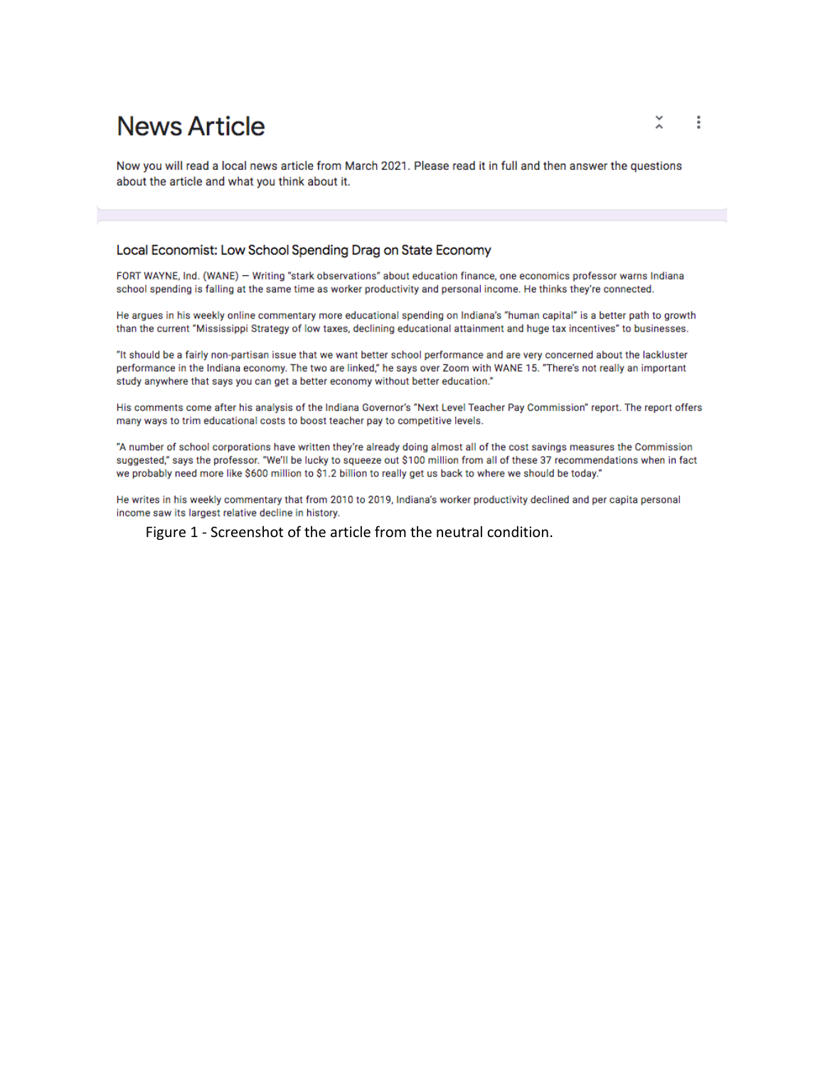# News Article

Now you will read a local news article from March 2021. Please read it in full and then answer the questions about the article and what you think about it.

## Local Economist: Low School Spending Drag on State Economy

FORT WAYNE, Ind. (WANE) — Writing "stark observations" about education finance, one economics professor warns Indiana school spending is falling at the same time as worker productivity and personal income. He thinks they're connected.

He argues in his weekly online commentary more educational spending on Indiana's "human capital" is a better path to growth than the current "Mississippi Strategy of low taxes, declining educational attainment and huge tax incentives" to businesses.

"It should be a fairly non-partisan issue that we want better school performance and are very concerned about the lackluster performance in the Indiana economy. The two are linked," he says over Zoom with WANE 15. "There's not really an important study anywhere that says you can get a better economy without better education."

His comments come after his analysis of the Indiana Governor's "Next Level Teacher Pay Commission" report. The report offers many ways to trim educational costs to boost teacher pay to competitive levels.

"A number of school corporations have written they're already doing almost all of the cost savings measures the Commission suggested," says the professor. "We'll be lucky to squeeze out $100 million from all of these 37 recommendations when in fact we probably need more like $600 million to $1.2 billion to really get us back to where we should be today."

He writes in his weekly commentary that from 2010 to 2019, Indiana's worker productivity declined and per capita personal income saw its largest relative decline in history.

Figure 1 - Screenshot of the article from the neutral condition.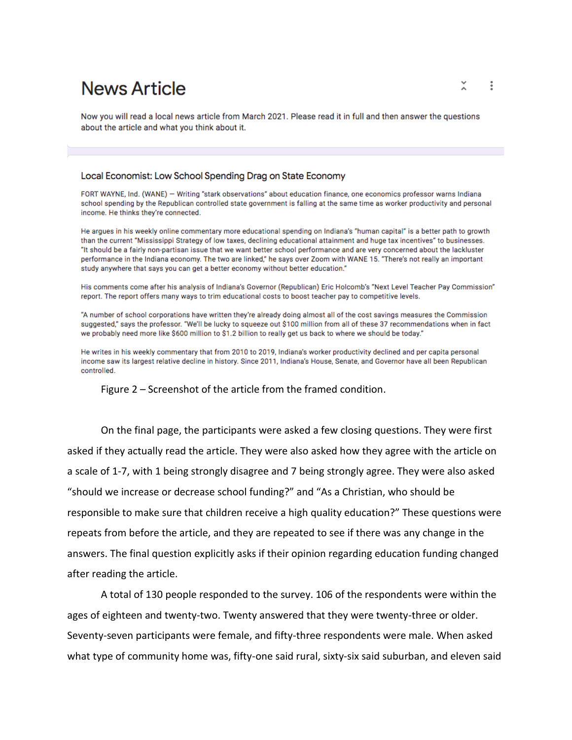# News Article

Now you will read a local news article from March 2021. Please read it in full and then answer the questions about the article and what you think about it.

### Local Economist: Low School Spending Drag on State Economy

FORT WAYNE, Ind. (WANE) — Writing "stark observations" about education finance, one economics professor warns Indiana school spending by the Republican controlled state government is falling at the same time as worker productivity and personal income. He thinks they're connected.

He argues in his weekly online commentary more educational spending on Indiana's "human capital" is a better path to growth than the current "Mississippi Strategy of low taxes, declining educational attainment and huge tax incentives" to businesses. "It should be a fairly non-partisan issue that we want better school performance and are very concerned about the lackluster performance in the Indiana economy. The two are linked," he says over Zoom with WANE 15. "There's not really an important study anywhere that says you can get a better economy without better education."

His comments come after his analysis of Indiana's Governor (Republican) Eric Holcomb's "Next Level Teacher Pay Commission" report. The report offers many ways to trim educational costs to boost teacher pay to competitive levels.

"A number of school corporations have written they're already doing almost all of the cost savings measures the Commission suggested," says the professor. "We'll be lucky to squeeze out $100 million from all of these 37 recommendations when in fact we probably need more like $600 million to $1.2 billion to really get us back to where we should be today."

He writes in his weekly commentary that from 2010 to 2019, Indiana's worker productivity declined and per capita personal income saw its largest relative decline in history. Since 2011, Indiana's House, Senate, and Governor have all been Republican controlled.

Figure 2 – Screenshot of the article from the framed condition.

On the final page, the participants were asked a few closing questions. They were first asked if they actually read the article. They were also asked how they agree with the article on a scale of 1-7, with 1 being strongly disagree and 7 being strongly agree. They were also asked "should we increase or decrease school funding?" and "As a Christian, who should be responsible to make sure that children receive a high quality education?" These questions were repeats from before the article, and they are repeated to see if there was any change in the answers. The final question explicitly asks if their opinion regarding education funding changed after reading the article.

A total of 130 people responded to the survey. 106 of the respondents were within the ages of eighteen and twenty-two. Twenty answered that they were twenty-three or older. Seventy-seven participants were female, and fifty-three respondents were male. When asked what type of community home was, fifty-one said rural, sixty-six said suburban, and eleven said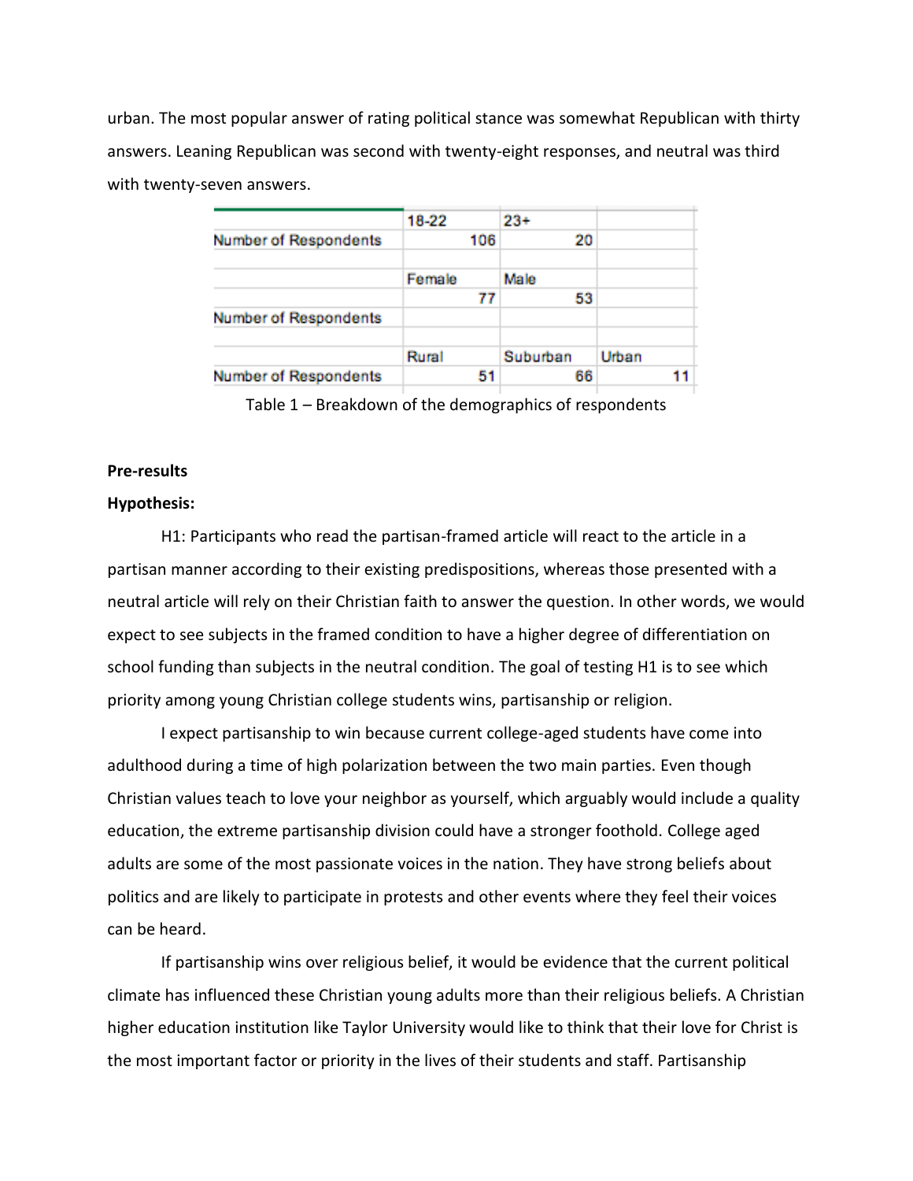urban. The most popular answer of rating political stance was somewhat Republican with thirty answers. Leaning Republican was second with twenty-eight responses, and neutral was third with twenty-seven answers.

| | 18-22 | 23+ | |
|---|---|---|---|
| Number of Respondents | 106 | 20 | |
| | | | |
| | Female | Male | |
| | 77 | 53 | |
| Number of Respondents | | | |
| | | | |
| | Rural | Suburban | Urban |
| Number of Respondents | 51 | 66 | 11 |

Table 1 – Breakdown of the demographics of respondents

**Pre-results**

**Hypothesis:**

H1: Participants who read the partisan-framed article will react to the article in a partisan manner according to their existing predispositions, whereas those presented with a neutral article will rely on their Christian faith to answer the question. In other words, we would expect to see subjects in the framed condition to have a higher degree of differentiation on school funding than subjects in the neutral condition. The goal of testing H1 is to see which priority among young Christian college students wins, partisanship or religion.

I expect partisanship to win because current college-aged students have come into adulthood during a time of high polarization between the two main parties. Even though Christian values teach to love your neighbor as yourself, which arguably would include a quality education, the extreme partisanship division could have a stronger foothold. College aged adults are some of the most passionate voices in the nation. They have strong beliefs about politics and are likely to participate in protests and other events where they feel their voices can be heard.

If partisanship wins over religious belief, it would be evidence that the current political climate has influenced these Christian young adults more than their religious beliefs. A Christian higher education institution like Taylor University would like to think that their love for Christ is the most important factor or priority in the lives of their students and staff. Partisanship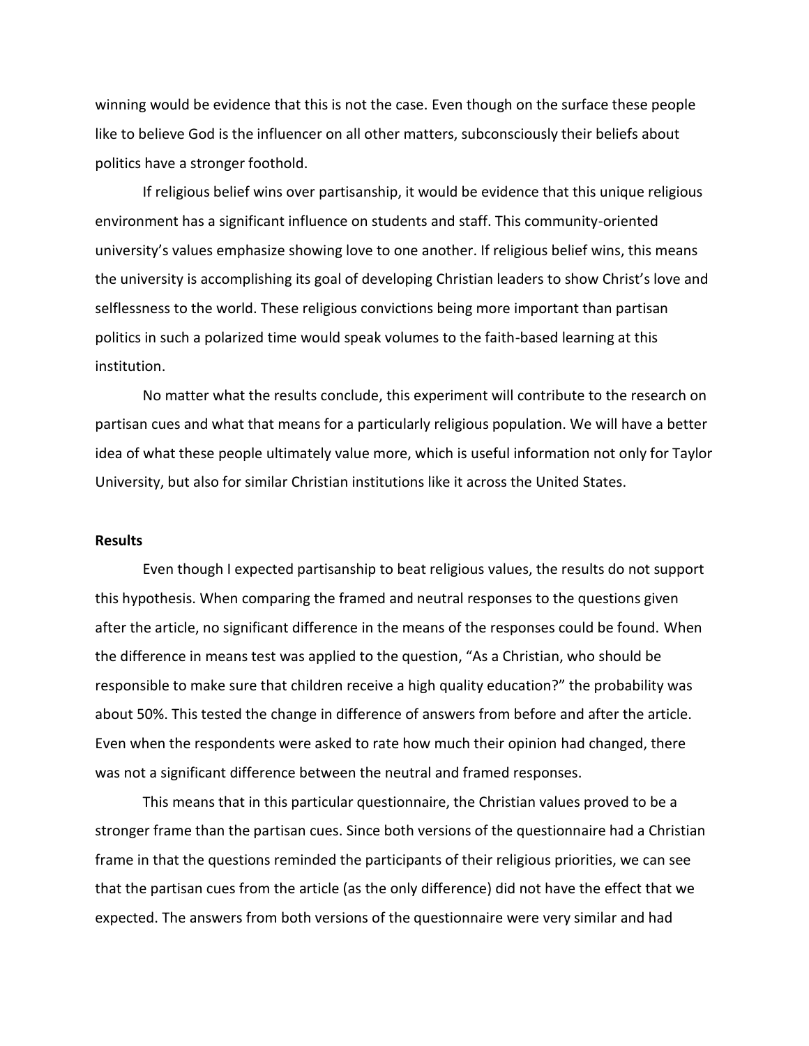winning would be evidence that this is not the case. Even though on the surface these people like to believe God is the influencer on all other matters, subconsciously their beliefs about politics have a stronger foothold.

If religious belief wins over partisanship, it would be evidence that this unique religious environment has a significant influence on students and staff. This community-oriented university's values emphasize showing love to one another. If religious belief wins, this means the university is accomplishing its goal of developing Christian leaders to show Christ's love and selflessness to the world. These religious convictions being more important than partisan politics in such a polarized time would speak volumes to the faith-based learning at this institution.

No matter what the results conclude, this experiment will contribute to the research on partisan cues and what that means for a particularly religious population. We will have a better idea of what these people ultimately value more, which is useful information not only for Taylor University, but also for similar Christian institutions like it across the United States.

**Results**

Even though I expected partisanship to beat religious values, the results do not support this hypothesis. When comparing the framed and neutral responses to the questions given after the article, no significant difference in the means of the responses could be found. When the difference in means test was applied to the question, "As a Christian, who should be responsible to make sure that children receive a high quality education?" the probability was about 50%. This tested the change in difference of answers from before and after the article. Even when the respondents were asked to rate how much their opinion had changed, there was not a significant difference between the neutral and framed responses.

This means that in this particular questionnaire, the Christian values proved to be a stronger frame than the partisan cues. Since both versions of the questionnaire had a Christian frame in that the questions reminded the participants of their religious priorities, we can see that the partisan cues from the article (as the only difference) did not have the effect that we expected. The answers from both versions of the questionnaire were very similar and had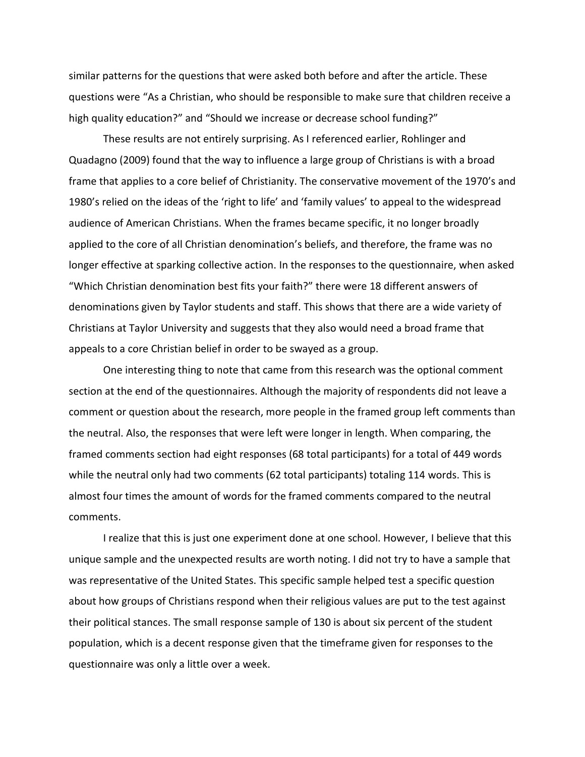similar patterns for the questions that were asked both before and after the article. These questions were "As a Christian, who should be responsible to make sure that children receive a high quality education?" and "Should we increase or decrease school funding?"

These results are not entirely surprising. As I referenced earlier, Rohlinger and Quadagno (2009) found that the way to influence a large group of Christians is with a broad frame that applies to a core belief of Christianity. The conservative movement of the 1970's and 1980's relied on the ideas of the 'right to life' and 'family values' to appeal to the widespread audience of American Christians. When the frames became specific, it no longer broadly applied to the core of all Christian denomination's beliefs, and therefore, the frame was no longer effective at sparking collective action. In the responses to the questionnaire, when asked "Which Christian denomination best fits your faith?" there were 18 different answers of denominations given by Taylor students and staff. This shows that there are a wide variety of Christians at Taylor University and suggests that they also would need a broad frame that appeals to a core Christian belief in order to be swayed as a group.

One interesting thing to note that came from this research was the optional comment section at the end of the questionnaires. Although the majority of respondents did not leave a comment or question about the research, more people in the framed group left comments than the neutral. Also, the responses that were left were longer in length. When comparing, the framed comments section had eight responses (68 total participants) for a total of 449 words while the neutral only had two comments (62 total participants) totaling 114 words. This is almost four times the amount of words for the framed comments compared to the neutral comments.

I realize that this is just one experiment done at one school. However, I believe that this unique sample and the unexpected results are worth noting. I did not try to have a sample that was representative of the United States. This specific sample helped test a specific question about how groups of Christians respond when their religious values are put to the test against their political stances. The small response sample of 130 is about six percent of the student population, which is a decent response given that the timeframe given for responses to the questionnaire was only a little over a week.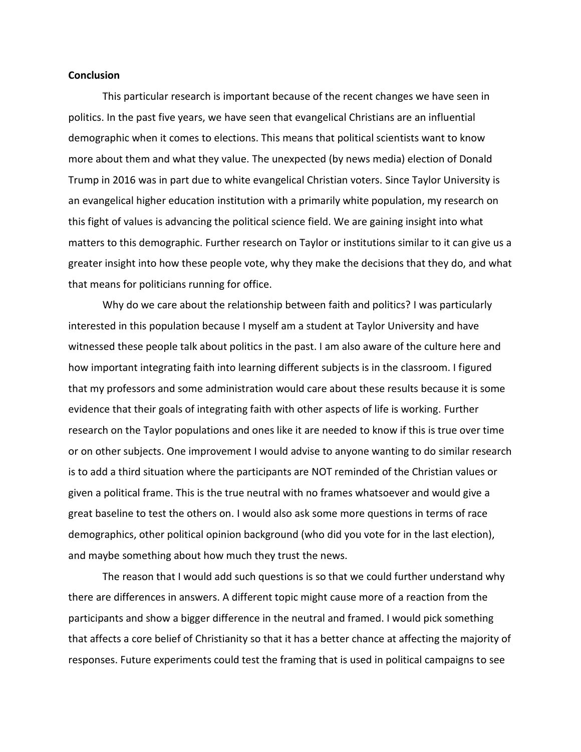**Conclusion**

This particular research is important because of the recent changes we have seen in politics. In the past five years, we have seen that evangelical Christians are an influential demographic when it comes to elections. This means that political scientists want to know more about them and what they value. The unexpected (by news media) election of Donald Trump in 2016 was in part due to white evangelical Christian voters. Since Taylor University is an evangelical higher education institution with a primarily white population, my research on this fight of values is advancing the political science field. We are gaining insight into what matters to this demographic. Further research on Taylor or institutions similar to it can give us a greater insight into how these people vote, why they make the decisions that they do, and what that means for politicians running for office.

Why do we care about the relationship between faith and politics? I was particularly interested in this population because I myself am a student at Taylor University and have witnessed these people talk about politics in the past. I am also aware of the culture here and how important integrating faith into learning different subjects is in the classroom. I figured that my professors and some administration would care about these results because it is some evidence that their goals of integrating faith with other aspects of life is working. Further research on the Taylor populations and ones like it are needed to know if this is true over time or on other subjects. One improvement I would advise to anyone wanting to do similar research is to add a third situation where the participants are NOT reminded of the Christian values or given a political frame. This is the true neutral with no frames whatsoever and would give a great baseline to test the others on. I would also ask some more questions in terms of race demographics, other political opinion background (who did you vote for in the last election), and maybe something about how much they trust the news.

The reason that I would add such questions is so that we could further understand why there are differences in answers. A different topic might cause more of a reaction from the participants and show a bigger difference in the neutral and framed. I would pick something that affects a core belief of Christianity so that it has a better chance at affecting the majority of responses. Future experiments could test the framing that is used in political campaigns to see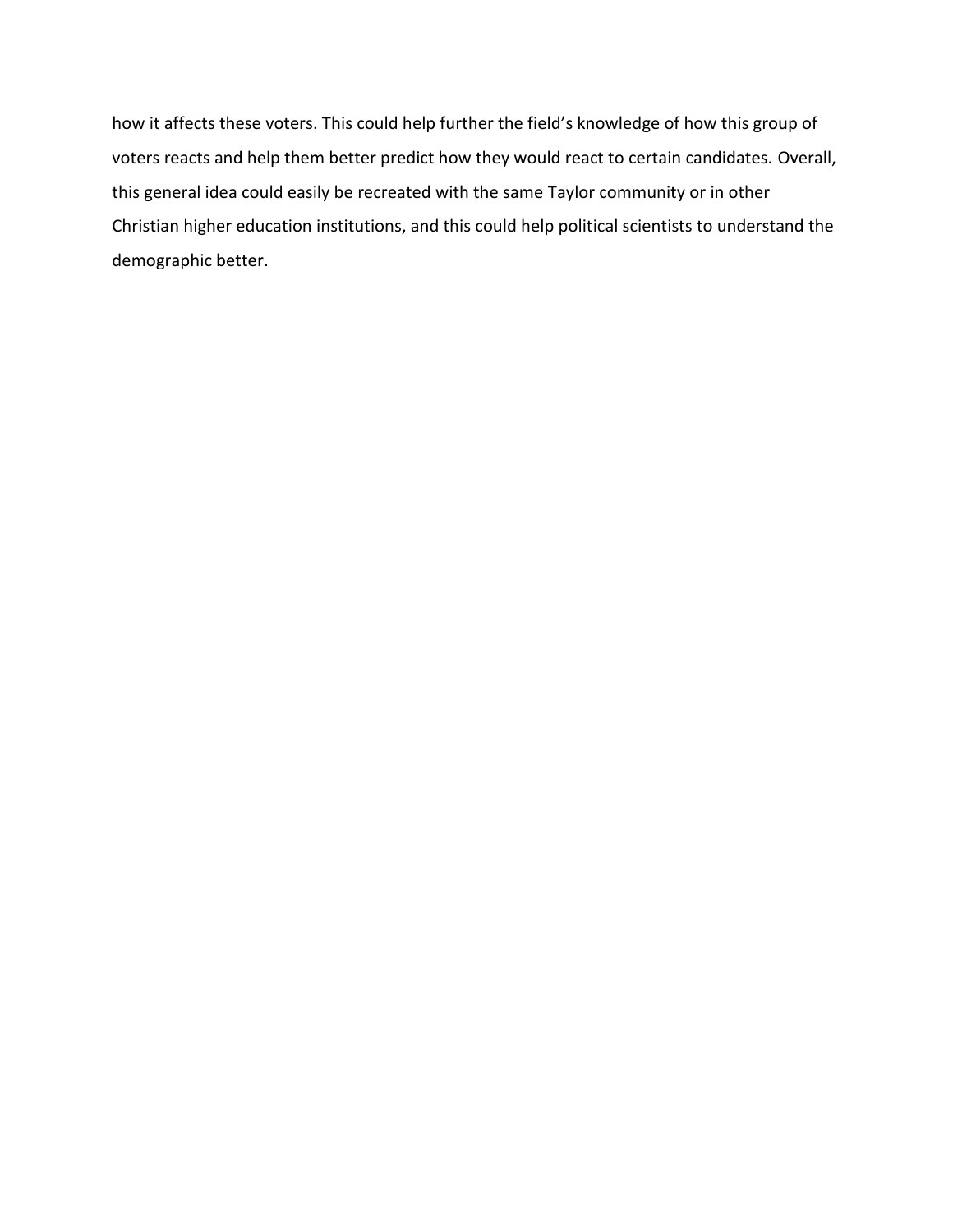how it affects these voters. This could help further the field's knowledge of how this group of voters reacts and help them better predict how they would react to certain candidates. Overall, this general idea could easily be recreated with the same Taylor community or in other Christian higher education institutions, and this could help political scientists to understand the demographic better.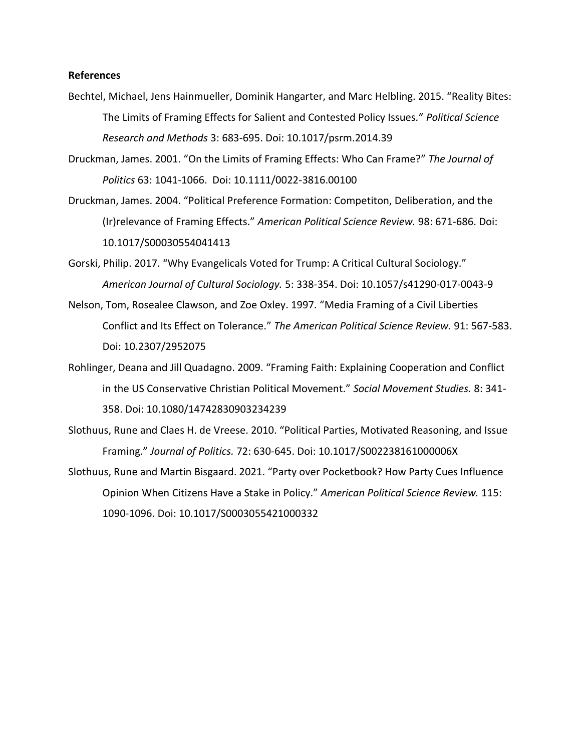**References**

Bechtel, Michael, Jens Hainmueller, Dominik Hangarter, and Marc Helbling. 2015. "Reality Bites: The Limits of Framing Effects for Salient and Contested Policy Issues." *Political Science Research and Methods* 3: 683-695. Doi: 10.1017/psrm.2014.39

Druckman, James. 2001. "On the Limits of Framing Effects: Who Can Frame?" *The Journal of Politics* 63: 1041-1066. Doi: 10.1111/0022-3816.00100

Druckman, James. 2004. "Political Preference Formation: Competiton, Deliberation, and the (Ir)relevance of Framing Effects." *American Political Science Review.* 98: 671-686. Doi: 10.1017/S00030554041413

Gorski, Philip. 2017. "Why Evangelicals Voted for Trump: A Critical Cultural Sociology." *American Journal of Cultural Sociology.* 5: 338-354. Doi: 10.1057/s41290-017-0043-9

Nelson, Tom, Rosealee Clawson, and Zoe Oxley. 1997. "Media Framing of a Civil Liberties Conflict and Its Effect on Tolerance." *The American Political Science Review.* 91: 567-583. Doi: 10.2307/2952075

Rohlinger, Deana and Jill Quadagno. 2009. "Framing Faith: Explaining Cooperation and Conflict in the US Conservative Christian Political Movement." *Social Movement Studies.* 8: 341-358. Doi: 10.1080/14742830903234239

Slothuus, Rune and Claes H. de Vreese. 2010. "Political Parties, Motivated Reasoning, and Issue Framing." *Journal of Politics.* 72: 630-645. Doi: 10.1017/S002238161000006X

Slothuus, Rune and Martin Bisgaard. 2021. "Party over Pocketbook? How Party Cues Influence Opinion When Citizens Have a Stake in Policy." *American Political Science Review.* 115: 1090-1096. Doi: 10.1017/S0003055421000332